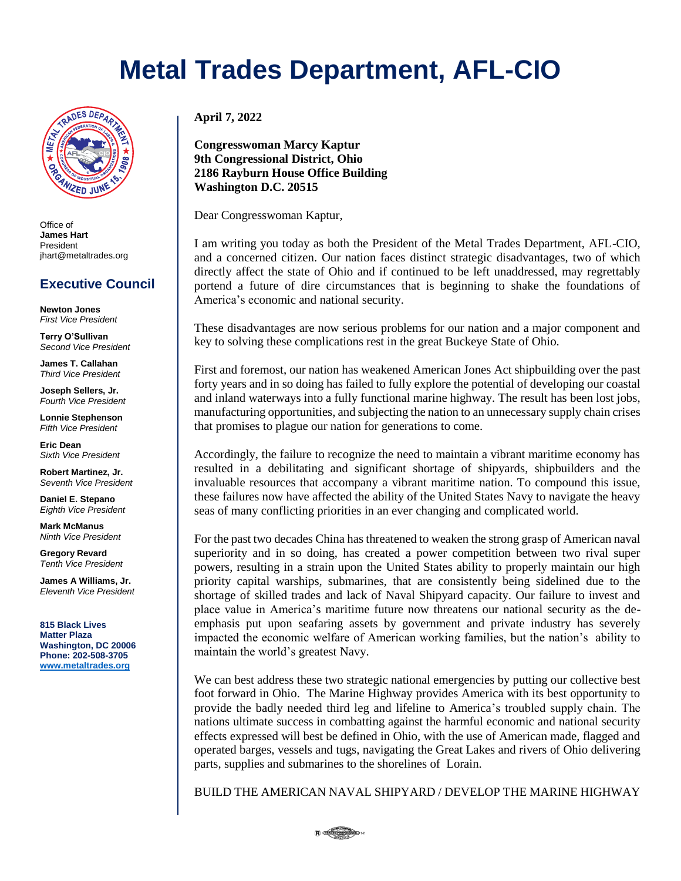# Metal Trades Department, AFL-CIO

Office of
**James Hart**
President
jhart@metaltrades.org

## Executive Council

**Newton Jones**
*First Vice President*

**Terry O'Sullivan**
*Second Vice President*

**James T. Callahan**
*Third Vice President*

**Joseph Sellers, Jr.**
*Fourth Vice President*

**Lonnie Stephenson**
*Fifth Vice President*

**Eric Dean**
*Sixth Vice President*

**Robert Martinez, Jr.**
*Seventh Vice President*

**Daniel E. Stepano**
*Eighth Vice President*

**Mark McManus**
*Ninth Vice President*

**Gregory Revard**
*Tenth Vice President*

**James A Williams, Jr.**
*Eleventh Vice President*

**815 Black Lives Matter Plaza**
**Washington, DC 20006**
**Phone: 202-508-3705**
**www.metaltrades.org**

---

**April 7, 2022**

**Congresswoman Marcy Kaptur**
**9th Congressional District, Ohio**
**2186 Rayburn House Office Building**
**Washington D.C. 20515**

Dear Congresswoman Kaptur,

I am writing you today as both the President of the Metal Trades Department, AFL-CIO, and a concerned citizen. Our nation faces distinct strategic disadvantages, two of which directly affect the state of Ohio and if continued to be left unaddressed, may regrettably portend a future of dire circumstances that is beginning to shake the foundations of America's economic and national security.

These disadvantages are now serious problems for our nation and a major component and key to solving these complications rest in the great Buckeye State of Ohio.

First and foremost, our nation has weakened American Jones Act shipbuilding over the past forty years and in so doing has failed to fully explore the potential of developing our coastal and inland waterways into a fully functional marine highway. The result has been lost jobs, manufacturing opportunities, and subjecting the nation to an unnecessary supply chain crises that promises to plague our nation for generations to come.

Accordingly, the failure to recognize the need to maintain a vibrant maritime economy has resulted in a debilitating and significant shortage of shipyards, shipbuilders and the invaluable resources that accompany a vibrant maritime nation. To compound this issue, these failures now have affected the ability of the United States Navy to navigate the heavy seas of many conflicting priorities in an ever changing and complicated world.

For the past two decades China has threatened to weaken the strong grasp of American naval superiority and in so doing, has created a power competition between two rival super powers, resulting in a strain upon the United States ability to properly maintain our high priority capital warships, submarines, that are consistently being sidelined due to the shortage of skilled trades and lack of Naval Shipyard capacity. Our failure to invest and place value in America's maritime future now threatens our national security as the de-emphasis put upon seafaring assets by government and private industry has severely impacted the economic welfare of American working families, but the nation's ability to maintain the world's greatest Navy.

We can best address these two strategic national emergencies by putting our collective best foot forward in Ohio. The Marine Highway provides America with its best opportunity to provide the badly needed third leg and lifeline to America's troubled supply chain. The nations ultimate success in combatting against the harmful economic and national security effects expressed will best be defined in Ohio, with the use of American made, flagged and operated barges, vessels and tugs, navigating the Great Lakes and rivers of Ohio delivering parts, supplies and submarines to the shorelines of Lorain.

BUILD THE AMERICAN NAVAL SHIPYARD / DEVELOP THE MARINE HIGHWAY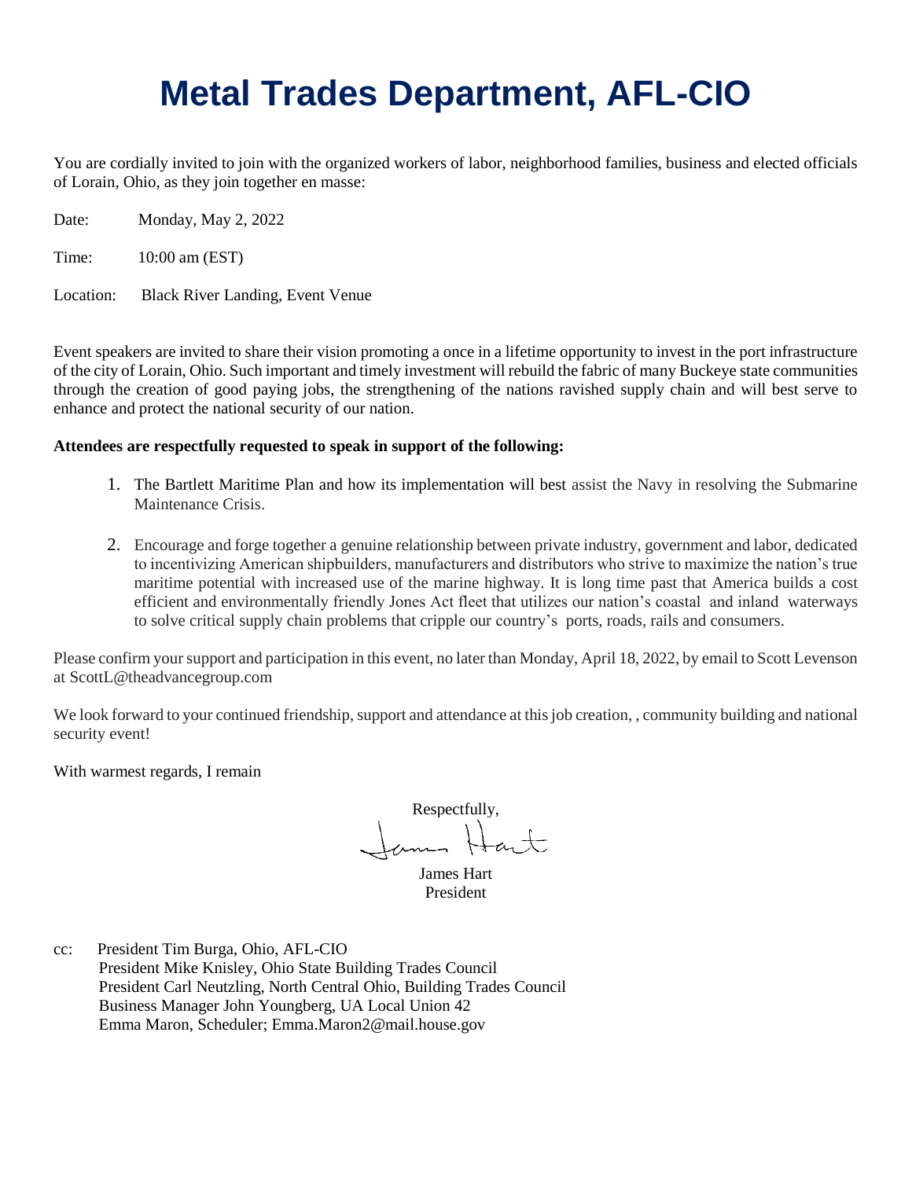# Metal Trades Department, AFL-CIO

You are cordially invited to join with the organized workers of labor, neighborhood families, business and elected officials of Lorain, Ohio, as they join together en masse:

Date: Monday, May 2, 2022

Time: 10:00 am (EST)

Location: Black River Landing, Event Venue

Event speakers are invited to share their vision promoting a once in a lifetime opportunity to invest in the port infrastructure of the city of Lorain, Ohio. Such important and timely investment will rebuild the fabric of many Buckeye state communities through the creation of good paying jobs, the strengthening of the nations ravished supply chain and will best serve to enhance and protect the national security of our nation.

**Attendees are respectfully requested to speak in support of the following:**

1. The Bartlett Maritime Plan and how its implementation will best assist the Navy in resolving the Submarine Maintenance Crisis.

2. Encourage and forge together a genuine relationship between private industry, government and labor, dedicated to incentivizing American shipbuilders, manufacturers and distributors who strive to maximize the nation's true maritime potential with increased use of the marine highway. It is long time past that America builds a cost efficient and environmentally friendly Jones Act fleet that utilizes our nation's coastal and inland waterways to solve critical supply chain problems that cripple our country's ports, roads, rails and consumers.

Please confirm your support and participation in this event, no later than Monday, April 18, 2022, by email to Scott Levenson at ScottL@theadvancegroup.com

We look forward to your continued friendship, support and attendance at this job creation, , community building and national security event!

With warmest regards, I remain

Respectfully,

James Hart

James Hart
President

cc: President Tim Burga, Ohio, AFL-CIO
President Mike Knisley, Ohio State Building Trades Council
President Carl Neutzling, North Central Ohio, Building Trades Council
Business Manager John Youngberg, UA Local Union 42
Emma Maron, Scheduler; Emma.Maron2@mail.house.gov